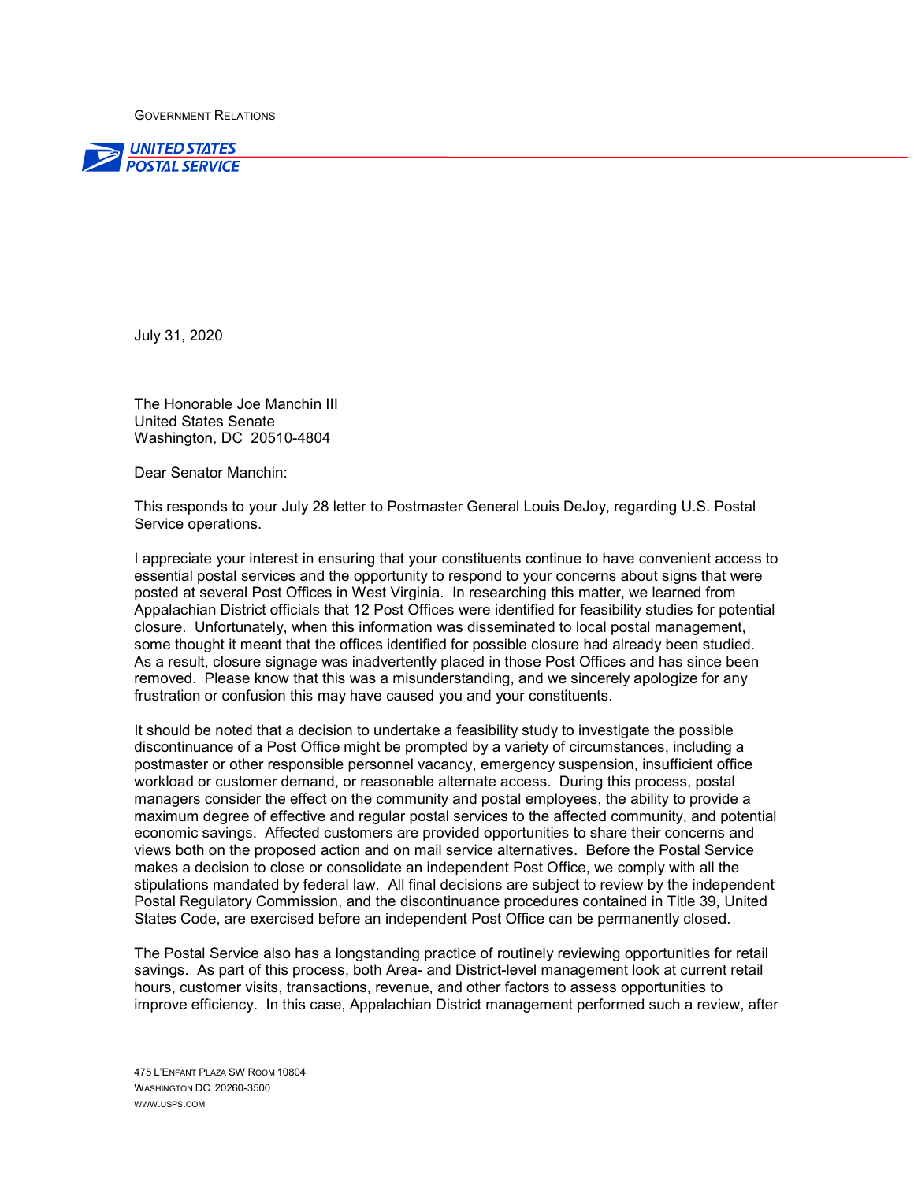GOVERNMENT RELATIONS

UNITED STATES POSTAL SERVICE

July 31, 2020

The Honorable Joe Manchin III
United States Senate
Washington, DC 20510-4804

Dear Senator Manchin:

This responds to your July 28 letter to Postmaster General Louis DeJoy, regarding U.S. Postal Service operations.

I appreciate your interest in ensuring that your constituents continue to have convenient access to essential postal services and the opportunity to respond to your concerns about signs that were posted at several Post Offices in West Virginia. In researching this matter, we learned from Appalachian District officials that 12 Post Offices were identified for feasibility studies for potential closure. Unfortunately, when this information was disseminated to local postal management, some thought it meant that the offices identified for possible closure had already been studied. As a result, closure signage was inadvertently placed in those Post Offices and has since been removed. Please know that this was a misunderstanding, and we sincerely apologize for any frustration or confusion this may have caused you and your constituents.

It should be noted that a decision to undertake a feasibility study to investigate the possible discontinuance of a Post Office might be prompted by a variety of circumstances, including a postmaster or other responsible personnel vacancy, emergency suspension, insufficient office workload or customer demand, or reasonable alternate access. During this process, postal managers consider the effect on the community and postal employees, the ability to provide a maximum degree of effective and regular postal services to the affected community, and potential economic savings. Affected customers are provided opportunities to share their concerns and views both on the proposed action and on mail service alternatives. Before the Postal Service makes a decision to close or consolidate an independent Post Office, we comply with all the stipulations mandated by federal law. All final decisions are subject to review by the independent Postal Regulatory Commission, and the discontinuance procedures contained in Title 39, United States Code, are exercised before an independent Post Office can be permanently closed.

The Postal Service also has a longstanding practice of routinely reviewing opportunities for retail savings. As part of this process, both Area- and District-level management look at current retail hours, customer visits, transactions, revenue, and other factors to assess opportunities to improve efficiency. In this case, Appalachian District management performed such a review, after

475 L'ENFANT PLAZA SW ROOM 10804
WASHINGTON DC 20260-3500
WWW.USPS.COM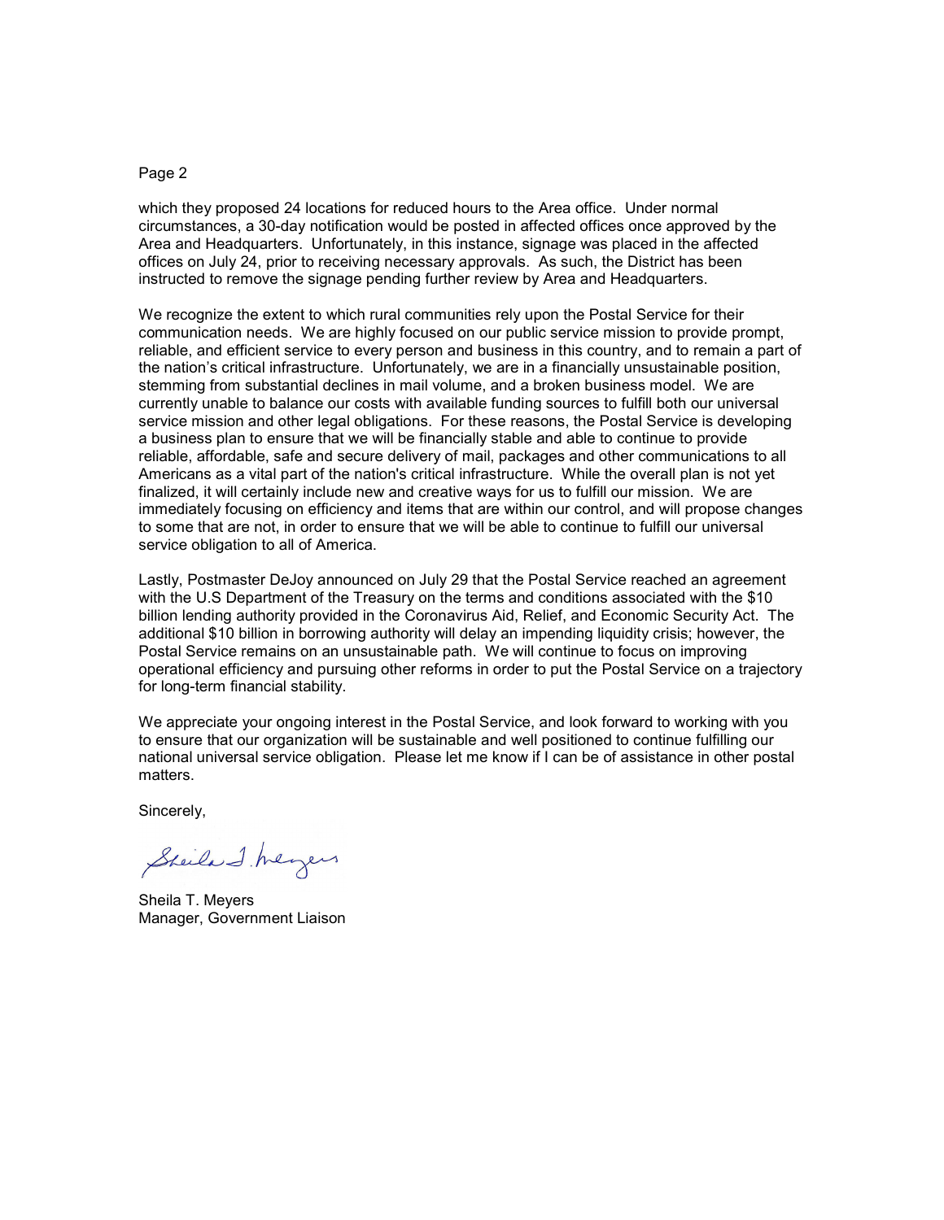which they proposed 24 locations for reduced hours to the Area office. Under normal circumstances, a 30-day notification would be posted in affected offices once approved by the Area and Headquarters. Unfortunately, in this instance, signage was placed in the affected offices on July 24, prior to receiving necessary approvals. As such, the District has been instructed to remove the signage pending further review by Area and Headquarters.

We recognize the extent to which rural communities rely upon the Postal Service for their communication needs. We are highly focused on our public service mission to provide prompt, reliable, and efficient service to every person and business in this country, and to remain a part of the nation's critical infrastructure. Unfortunately, we are in a financially unsustainable position, stemming from substantial declines in mail volume, and a broken business model. We are currently unable to balance our costs with available funding sources to fulfill both our universal service mission and other legal obligations. For these reasons, the Postal Service is developing a business plan to ensure that we will be financially stable and able to continue to provide reliable, affordable, safe and secure delivery of mail, packages and other communications to all Americans as a vital part of the nation's critical infrastructure. While the overall plan is not yet finalized, it will certainly include new and creative ways for us to fulfill our mission. We are immediately focusing on efficiency and items that are within our control, and will propose changes to some that are not, in order to ensure that we will be able to continue to fulfill our universal service obligation to all of America.

Lastly, Postmaster DeJoy announced on July 29 that the Postal Service reached an agreement with the U.S Department of the Treasury on the terms and conditions associated with the $10 billion lending authority provided in the Coronavirus Aid, Relief, and Economic Security Act. The additional $10 billion in borrowing authority will delay an impending liquidity crisis; however, the Postal Service remains on an unsustainable path. We will continue to focus on improving operational efficiency and pursuing other reforms in order to put the Postal Service on a trajectory for long-term financial stability.

We appreciate your ongoing interest in the Postal Service, and look forward to working with you to ensure that our organization will be sustainable and well positioned to continue fulfilling our national universal service obligation. Please let me know if I can be of assistance in other postal matters.

Sincerely,

Sheila T. Meyers

Sheila T. Meyers
Manager, Government Liaison